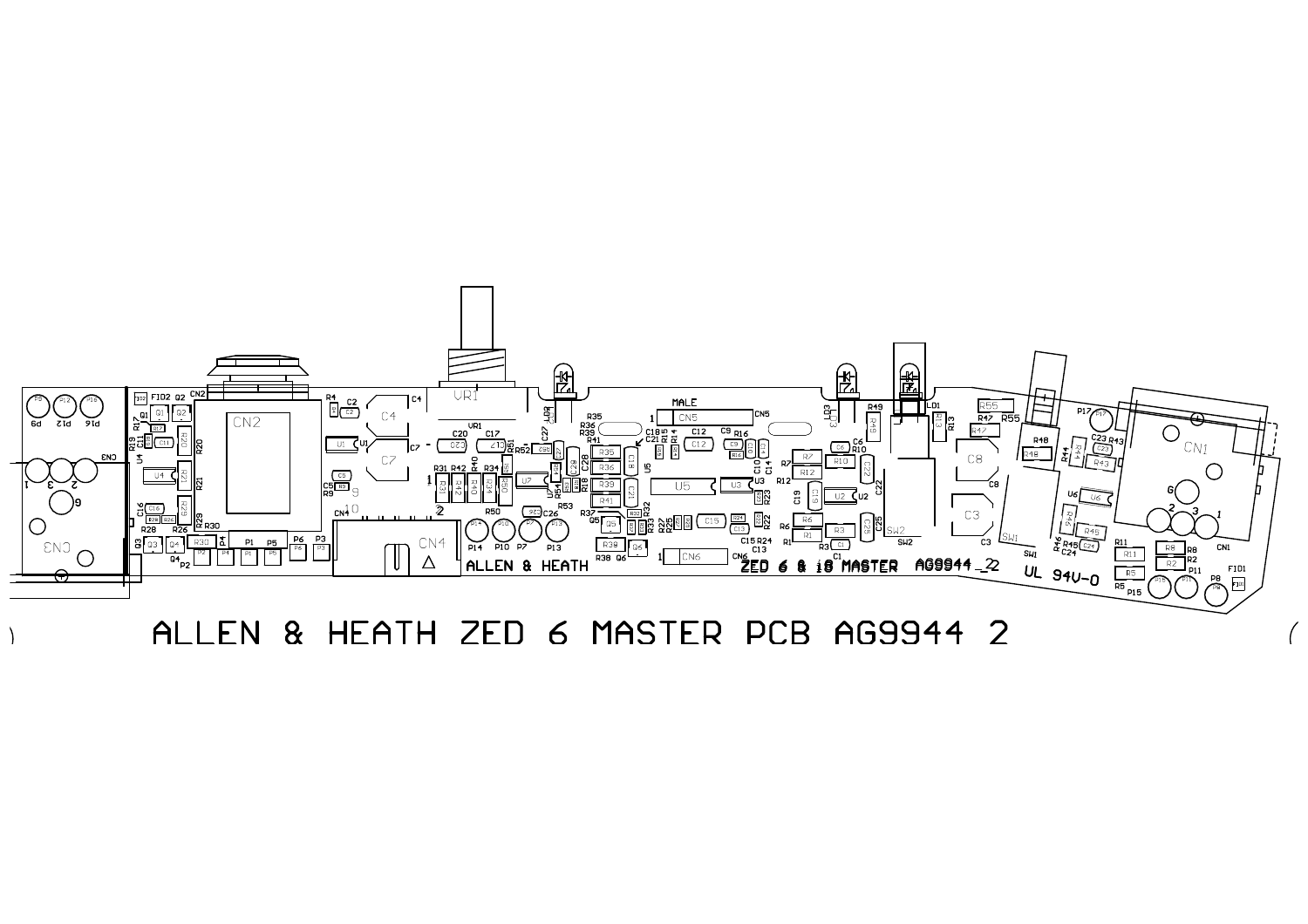ALLEN & HEATH ZED 6 MASTER PCB AG9944 2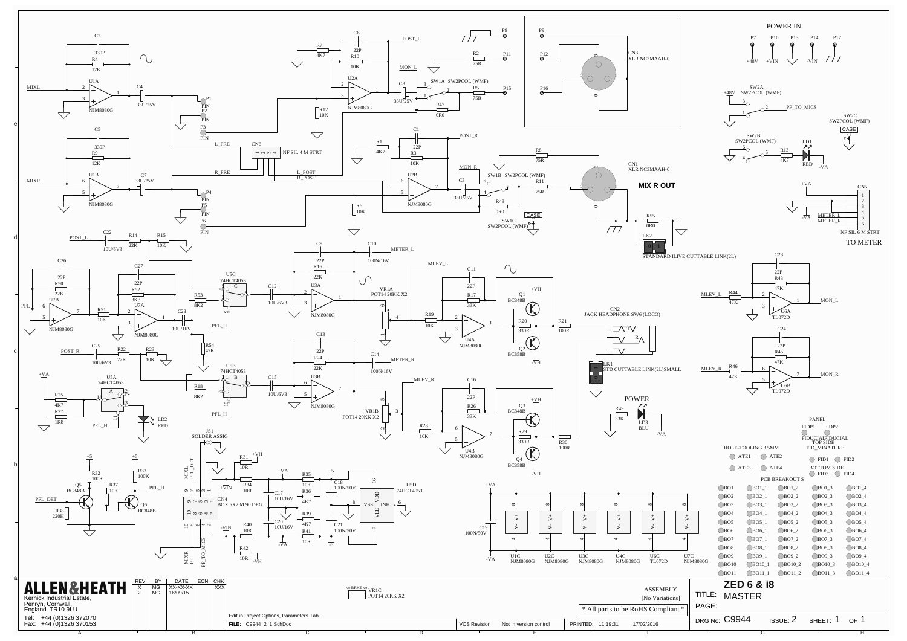POWER IN

P7 P10 P13 P14 P17

+48V +VIN -VIN

MIX R OUT

TO METER

STANDARD ILIVE CUTTABLE LINK(2L)

STD CUTTABLE LINK(2L)SMALL

POWER

PANEL

HOLE-TOOLING 3.5MM

PCB BREAKOUT S

| ALLEN&HEATH | REV | BY | DATE | ECN | CHK |
|---|---|---|---|---|---|
| Kernick Industrial Estate, Penryn, Cornwall, England. TR10 9LU | X | MG | XX-XX-XX | | XXX |
| Tel: +44 (0)1326 372070 Fax: +44 (0)1326 370153 | 2 | MG | 16/09/15 | | |

ASSEMBLY [No Variations]

* All parts to be RoHS Compliant *

Edit in Project Options, Parameters Tab.

FILE: C9944_2_1.SchDoc

VCS Revision: Not in version control

PRINTED: 11:19:31 17/02/2016

TITLE: ZED 6 & i8 MASTER

DRG No: C9944 ISSUE: 2 SHEET: 1 OF 1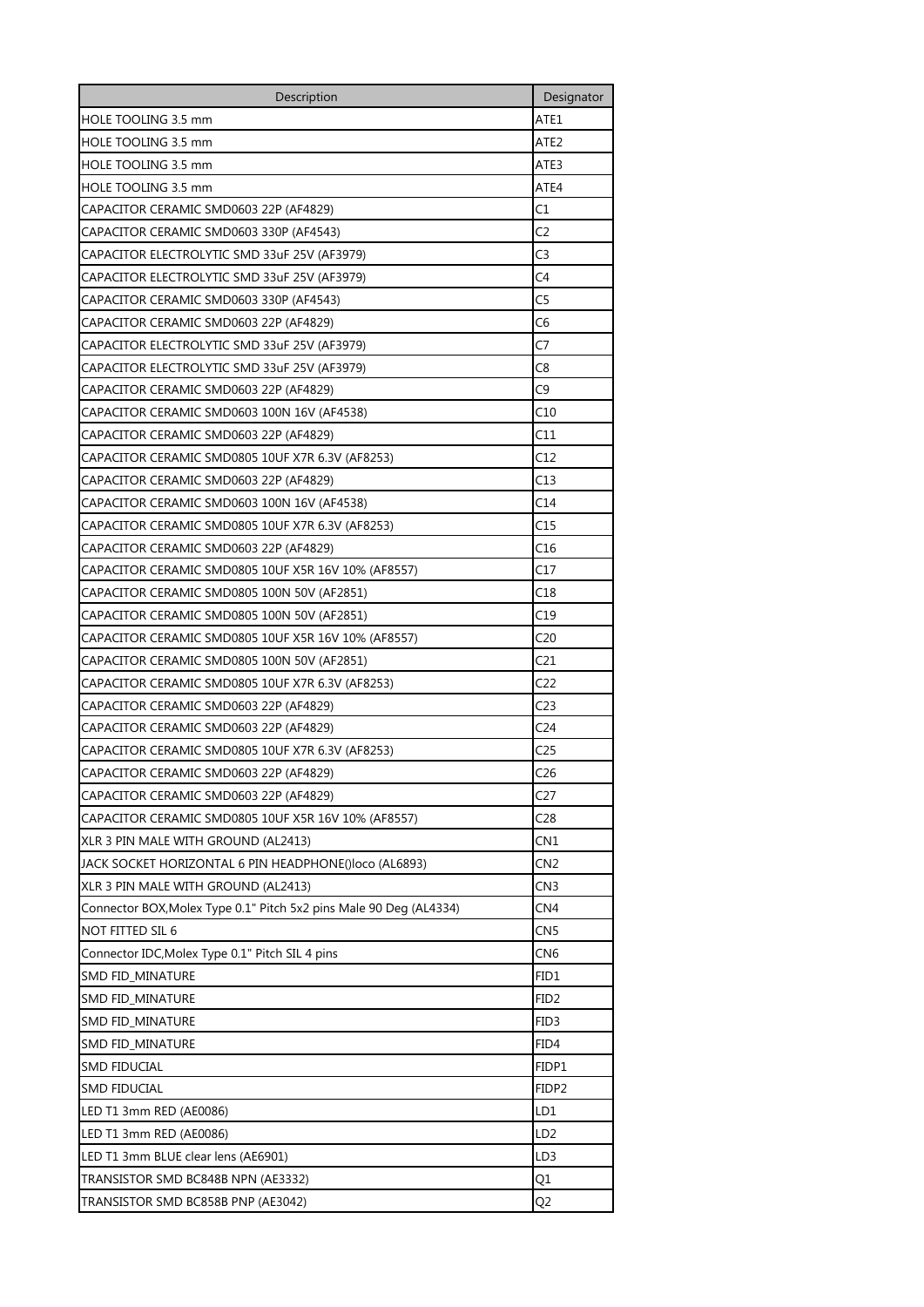| Description | Designator |
|---|---|
| HOLE TOOLING 3.5 mm | ATE1 |
| HOLE TOOLING 3.5 mm | ATE2 |
| HOLE TOOLING 3.5 mm | ATE3 |
| HOLE TOOLING 3.5 mm | ATE4 |
| CAPACITOR CERAMIC SMD0603 22P (AF4829) | C1 |
| CAPACITOR CERAMIC SMD0603 330P (AF4543) | C2 |
| CAPACITOR ELECTROLYTIC SMD 33uF 25V (AF3979) | C3 |
| CAPACITOR ELECTROLYTIC SMD 33uF 25V (AF3979) | C4 |
| CAPACITOR CERAMIC SMD0603 330P (AF4543) | C5 |
| CAPACITOR CERAMIC SMD0603 22P (AF4829) | C6 |
| CAPACITOR ELECTROLYTIC SMD 33uF 25V (AF3979) | C7 |
| CAPACITOR ELECTROLYTIC SMD 33uF 25V (AF3979) | C8 |
| CAPACITOR CERAMIC SMD0603 22P (AF4829) | C9 |
| CAPACITOR CERAMIC SMD0603 100N 16V (AF4538) | C10 |
| CAPACITOR CERAMIC SMD0603 22P (AF4829) | C11 |
| CAPACITOR CERAMIC SMD0805 10UF X7R 6.3V (AF8253) | C12 |
| CAPACITOR CERAMIC SMD0603 22P (AF4829) | C13 |
| CAPACITOR CERAMIC SMD0603 100N 16V (AF4538) | C14 |
| CAPACITOR CERAMIC SMD0805 10UF X7R 6.3V (AF8253) | C15 |
| CAPACITOR CERAMIC SMD0603 22P (AF4829) | C16 |
| CAPACITOR CERAMIC SMD0805 10UF X5R 16V 10% (AF8557) | C17 |
| CAPACITOR CERAMIC SMD0805 100N 50V (AF2851) | C18 |
| CAPACITOR CERAMIC SMD0805 100N 50V (AF2851) | C19 |
| CAPACITOR CERAMIC SMD0805 10UF X5R 16V 10% (AF8557) | C20 |
| CAPACITOR CERAMIC SMD0805 100N 50V (AF2851) | C21 |
| CAPACITOR CERAMIC SMD0805 10UF X7R 6.3V (AF8253) | C22 |
| CAPACITOR CERAMIC SMD0603 22P (AF4829) | C23 |
| CAPACITOR CERAMIC SMD0603 22P (AF4829) | C24 |
| CAPACITOR CERAMIC SMD0805 10UF X7R 6.3V (AF8253) | C25 |
| CAPACITOR CERAMIC SMD0603 22P (AF4829) | C26 |
| CAPACITOR CERAMIC SMD0603 22P (AF4829) | C27 |
| CAPACITOR CERAMIC SMD0805 10UF X5R 16V 10% (AF8557) | C28 |
| XLR 3 PIN MALE WITH GROUND (AL2413) | CN1 |
| JACK SOCKET HORIZONTAL 6 PIN HEADPHONE()loco (AL6893) | CN2 |
| XLR 3 PIN MALE WITH GROUND (AL2413) | CN3 |
| Connector BOX,Molex Type 0.1" Pitch 5x2 pins Male 90 Deg (AL4334) | CN4 |
| NOT FITTED SIL 6 | CN5 |
| Connector IDC,Molex Type 0.1" Pitch SIL 4 pins | CN6 |
| SMD FID_MINATURE | FID1 |
| SMD FID_MINATURE | FID2 |
| SMD FID_MINATURE | FID3 |
| SMD FID_MINATURE | FID4 |
| SMD FIDUCIAL | FIDP1 |
| SMD FIDUCIAL | FIDP2 |
| LED T1 3mm RED (AE0086) | LD1 |
| LED T1 3mm RED (AE0086) | LD2 |
| LED T1 3mm BLUE clear lens (AE6901) | LD3 |
| TRANSISTOR SMD BC848B NPN (AE3332) | Q1 |
| TRANSISTOR SMD BC858B PNP (AE3042) | Q2 |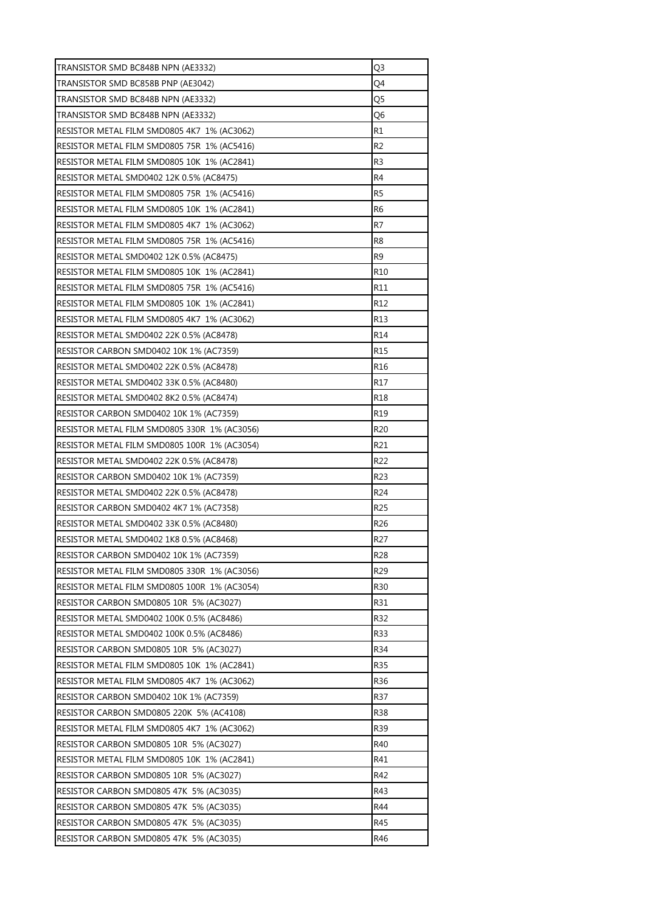| | |
|---|---|
| TRANSISTOR SMD BC848B NPN (AE3332) | Q3 |
| TRANSISTOR SMD BC858B PNP (AE3042) | Q4 |
| TRANSISTOR SMD BC848B NPN (AE3332) | Q5 |
| TRANSISTOR SMD BC848B NPN (AE3332) | Q6 |
| RESISTOR METAL FILM SMD0805 4K7 1% (AC3062) | R1 |
| RESISTOR METAL FILM SMD0805 75R 1% (AC5416) | R2 |
| RESISTOR METAL FILM SMD0805 10K 1% (AC2841) | R3 |
| RESISTOR METAL SMD0402 12K 0.5% (AC8475) | R4 |
| RESISTOR METAL FILM SMD0805 75R 1% (AC5416) | R5 |
| RESISTOR METAL FILM SMD0805 10K 1% (AC2841) | R6 |
| RESISTOR METAL FILM SMD0805 4K7 1% (AC3062) | R7 |
| RESISTOR METAL FILM SMD0805 75R 1% (AC5416) | R8 |
| RESISTOR METAL SMD0402 12K 0.5% (AC8475) | R9 |
| RESISTOR METAL FILM SMD0805 10K 1% (AC2841) | R10 |
| RESISTOR METAL FILM SMD0805 75R 1% (AC5416) | R11 |
| RESISTOR METAL FILM SMD0805 10K 1% (AC2841) | R12 |
| RESISTOR METAL FILM SMD0805 4K7 1% (AC3062) | R13 |
| RESISTOR METAL SMD0402 22K 0.5% (AC8478) | R14 |
| RESISTOR CARBON SMD0402 10K 1% (AC7359) | R15 |
| RESISTOR METAL SMD0402 22K 0.5% (AC8478) | R16 |
| RESISTOR METAL SMD0402 33K 0.5% (AC8480) | R17 |
| RESISTOR METAL SMD0402 8K2 0.5% (AC8474) | R18 |
| RESISTOR CARBON SMD0402 10K 1% (AC7359) | R19 |
| RESISTOR METAL FILM SMD0805 330R 1% (AC3056) | R20 |
| RESISTOR METAL FILM SMD0805 100R 1% (AC3054) | R21 |
| RESISTOR METAL SMD0402 22K 0.5% (AC8478) | R22 |
| RESISTOR CARBON SMD0402 10K 1% (AC7359) | R23 |
| RESISTOR METAL SMD0402 22K 0.5% (AC8478) | R24 |
| RESISTOR CARBON SMD0402 4K7 1% (AC7358) | R25 |
| RESISTOR METAL SMD0402 33K 0.5% (AC8480) | R26 |
| RESISTOR METAL SMD0402 1K8 0.5% (AC8468) | R27 |
| RESISTOR CARBON SMD0402 10K 1% (AC7359) | R28 |
| RESISTOR METAL FILM SMD0805 330R 1% (AC3056) | R29 |
| RESISTOR METAL FILM SMD0805 100R 1% (AC3054) | R30 |
| RESISTOR CARBON SMD0805 10R 5% (AC3027) | R31 |
| RESISTOR METAL SMD0402 100K 0.5% (AC8486) | R32 |
| RESISTOR METAL SMD0402 100K 0.5% (AC8486) | R33 |
| RESISTOR CARBON SMD0805 10R 5% (AC3027) | R34 |
| RESISTOR METAL FILM SMD0805 10K 1% (AC2841) | R35 |
| RESISTOR METAL FILM SMD0805 4K7 1% (AC3062) | R36 |
| RESISTOR CARBON SMD0402 10K 1% (AC7359) | R37 |
| RESISTOR CARBON SMD0805 220K 5% (AC4108) | R38 |
| RESISTOR METAL FILM SMD0805 4K7 1% (AC3062) | R39 |
| RESISTOR CARBON SMD0805 10R 5% (AC3027) | R40 |
| RESISTOR METAL FILM SMD0805 10K 1% (AC2841) | R41 |
| RESISTOR CARBON SMD0805 10R 5% (AC3027) | R42 |
| RESISTOR CARBON SMD0805 47K 5% (AC3035) | R43 |
| RESISTOR CARBON SMD0805 47K 5% (AC3035) | R44 |
| RESISTOR CARBON SMD0805 47K 5% (AC3035) | R45 |
| RESISTOR CARBON SMD0805 47K 5% (AC3035) | R46 |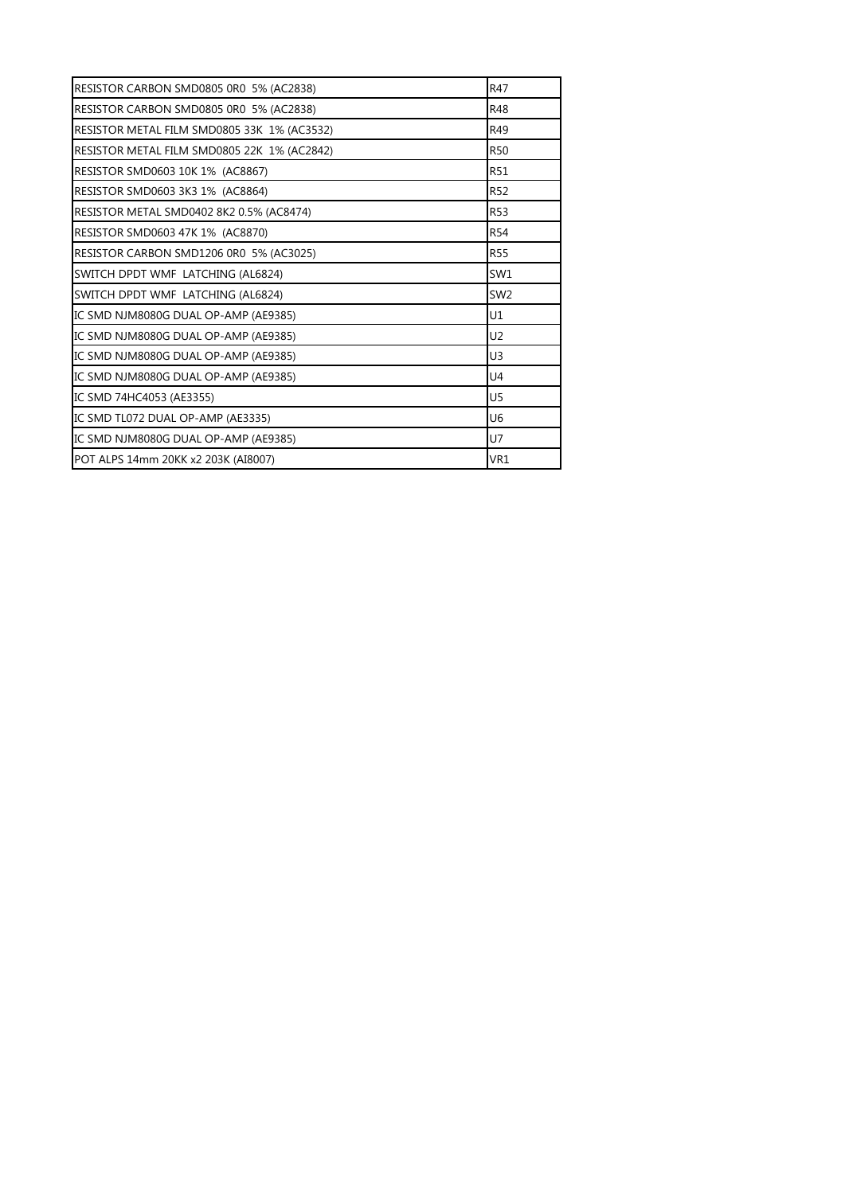| | |
|---|---|
| RESISTOR CARBON SMD0805 0R0 5% (AC2838) | R47 |
| RESISTOR CARBON SMD0805 0R0 5% (AC2838) | R48 |
| RESISTOR METAL FILM SMD0805 33K 1% (AC3532) | R49 |
| RESISTOR METAL FILM SMD0805 22K 1% (AC2842) | R50 |
| RESISTOR SMD0603 10K 1% (AC8867) | R51 |
| RESISTOR SMD0603 3K3 1% (AC8864) | R52 |
| RESISTOR METAL SMD0402 8K2 0.5% (AC8474) | R53 |
| RESISTOR SMD0603 47K 1% (AC8870) | R54 |
| RESISTOR CARBON SMD1206 0R0 5% (AC3025) | R55 |
| SWITCH DPDT WMF LATCHING (AL6824) | SW1 |
| SWITCH DPDT WMF LATCHING (AL6824) | SW2 |
| IC SMD NJM8080G DUAL OP-AMP (AE9385) | U1 |
| IC SMD NJM8080G DUAL OP-AMP (AE9385) | U2 |
| IC SMD NJM8080G DUAL OP-AMP (AE9385) | U3 |
| IC SMD NJM8080G DUAL OP-AMP (AE9385) | U4 |
| IC SMD 74HC4053 (AE3355) | U5 |
| IC SMD TL072 DUAL OP-AMP (AE3335) | U6 |
| IC SMD NJM8080G DUAL OP-AMP (AE9385) | U7 |
| POT ALPS 14mm 20KK x2 203K (AI8007) | VR1 |